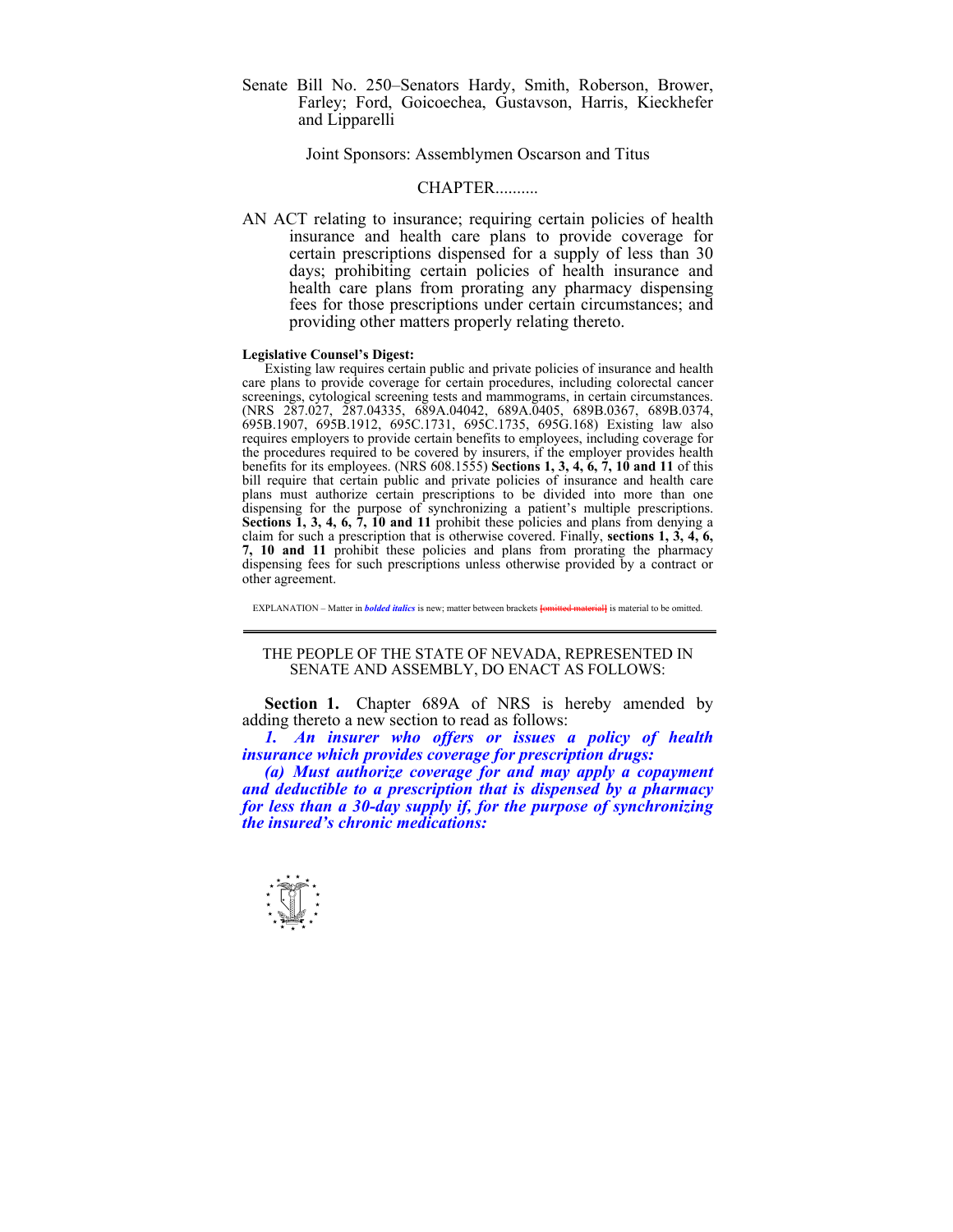Senate Bill No. 250–Senators Hardy, Smith, Roberson, Brower, Farley; Ford, Goicoechea, Gustavson, Harris, Kieckhefer and Lipparelli

Joint Sponsors: Assemblymen Oscarson and Titus

CHAPTER..........

AN ACT relating to insurance; requiring certain policies of health insurance and health care plans to provide coverage for certain prescriptions dispensed for a supply of less than 30 days; prohibiting certain policies of health insurance and health care plans from prorating any pharmacy dispensing fees for those prescriptions under certain circumstances; and providing other matters properly relating thereto.

**Legislative Counsel's Digest:**

Existing law requires certain public and private policies of insurance and health care plans to provide coverage for certain procedures, including colorectal cancer screenings, cytological screening tests and mammograms, in certain circumstances. (NRS 287.027, 287.04335, 689A.04042, 689A.0405, 689B.0367, 689B.0374, 695B.1907, 695B.1912, 695C.1731, 695C.1735, 695G.168) Existing law also requires employers to provide certain benefits to employees, including coverage for the procedures required to be covered by insurers, if the employer provides health benefits for its employees. (NRS 608.1555) **Sections 1, 3, 4, 6, 7, 10 and 11** of this bill require that certain public and private policies of insurance and health care plans must authorize certain prescriptions to be divided into more than one dispensing for the purpose of synchronizing a patient's multiple prescriptions. **Sections 1, 3, 4, 6, 7, 10 and 11** prohibit these policies and plans from denying a claim for such a prescription that is otherwise covered. Finally, **sections 1, 3, 4, 6, 7, 10 and 11** prohibit these policies and plans from prorating the pharmacy dispensing fees for such prescriptions unless otherwise provided by a contract or other agreement.

EXPLANATION – Matter in ***bolded italics*** is new; matter between brackets [omitted material] is material to be omitted.

THE PEOPLE OF THE STATE OF NEVADA, REPRESENTED IN SENATE AND ASSEMBLY, DO ENACT AS FOLLOWS:

**Section 1.** Chapter 689A of NRS is hereby amended by adding thereto a new section to read as follows:

***1. An insurer who offers or issues a policy of health insurance which provides coverage for prescription drugs:***

***(a) Must authorize coverage for and may apply a copayment and deductible to a prescription that is dispensed by a pharmacy for less than a 30-day supply if, for the purpose of synchronizing the insured's chronic medications:***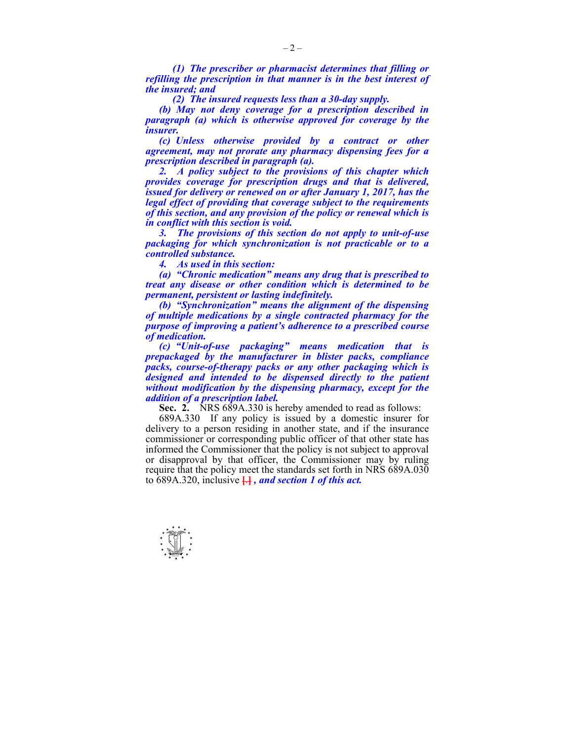*(1) The prescriber or pharmacist determines that filling or refilling the prescription in that manner is in the best interest of the insured; and*

*(2) The insured requests less than a 30-day supply.*

*(b) May not deny coverage for a prescription described in paragraph (a) which is otherwise approved for coverage by the insurer.*

*(c) Unless otherwise provided by a contract or other agreement, may not prorate any pharmacy dispensing fees for a prescription described in paragraph (a).*

*2. A policy subject to the provisions of this chapter which provides coverage for prescription drugs and that is delivered, issued for delivery or renewed on or after January 1, 2017, has the legal effect of providing that coverage subject to the requirements of this section, and any provision of the policy or renewal which is in conflict with this section is void.*

*3. The provisions of this section do not apply to unit-of-use packaging for which synchronization is not practicable or to a controlled substance.*

*4. As used in this section:*

*(a) "Chronic medication" means any drug that is prescribed to treat any disease or other condition which is determined to be permanent, persistent or lasting indefinitely.*

*(b) "Synchronization" means the alignment of the dispensing of multiple medications by a single contracted pharmacy for the purpose of improving a patient's adherence to a prescribed course of medication.*

*(c) "Unit-of-use packaging" means medication that is prepackaged by the manufacturer in blister packs, compliance packs, course-of-therapy packs or any other packaging which is designed and intended to be dispensed directly to the patient without modification by the dispensing pharmacy, except for the addition of a prescription label.*

**Sec. 2.** NRS 689A.330 is hereby amended to read as follows:

689A.330 If any policy is issued by a domestic insurer for delivery to a person residing in another state, and if the insurance commissioner or corresponding public officer of that other state has informed the Commissioner that the policy is not subject to approval or disapproval by that officer, the Commissioner may by ruling require that the policy meet the standards set forth in NRS 689A.030 to 689A.320, inclusive [.] *, and section 1 of this act.*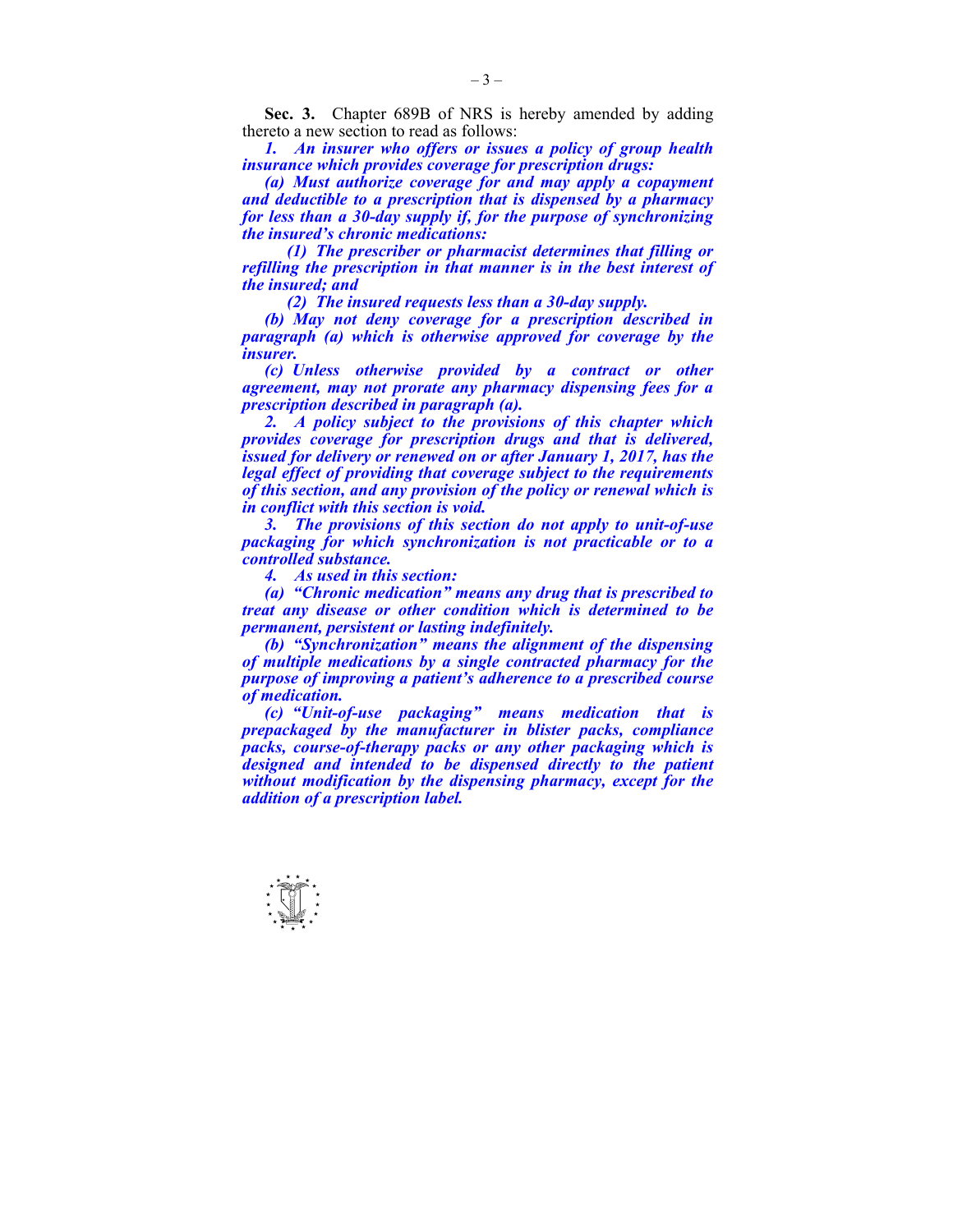**Sec. 3.** Chapter 689B of NRS is hereby amended by adding thereto a new section to read as follows:

***1. An insurer who offers or issues a policy of group health insurance which provides coverage for prescription drugs:***

***(a) Must authorize coverage for and may apply a copayment and deductible to a prescription that is dispensed by a pharmacy for less than a 30-day supply if, for the purpose of synchronizing the insured's chronic medications:***

***(1) The prescriber or pharmacist determines that filling or refilling the prescription in that manner is in the best interest of the insured; and***

***(2) The insured requests less than a 30-day supply.***

***(b) May not deny coverage for a prescription described in paragraph (a) which is otherwise approved for coverage by the insurer.***

***(c) Unless otherwise provided by a contract or other agreement, may not prorate any pharmacy dispensing fees for a prescription described in paragraph (a).***

***2. A policy subject to the provisions of this chapter which provides coverage for prescription drugs and that is delivered, issued for delivery or renewed on or after January 1, 2017, has the legal effect of providing that coverage subject to the requirements of this section, and any provision of the policy or renewal which is in conflict with this section is void.***

***3. The provisions of this section do not apply to unit-of-use packaging for which synchronization is not practicable or to a controlled substance.***

***4. As used in this section:***

***(a) "Chronic medication" means any drug that is prescribed to treat any disease or other condition which is determined to be permanent, persistent or lasting indefinitely.***

***(b) "Synchronization" means the alignment of the dispensing of multiple medications by a single contracted pharmacy for the purpose of improving a patient's adherence to a prescribed course of medication.***

***(c) "Unit-of-use packaging" means medication that is prepackaged by the manufacturer in blister packs, compliance packs, course-of-therapy packs or any other packaging which is designed and intended to be dispensed directly to the patient without modification by the dispensing pharmacy, except for the addition of a prescription label.***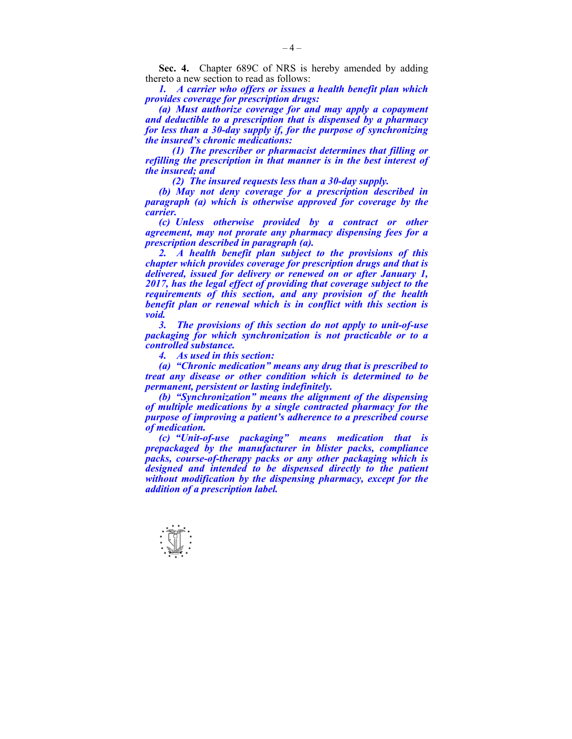**Sec. 4.** Chapter 689C of NRS is hereby amended by adding thereto a new section to read as follows:

***1. A carrier who offers or issues a health benefit plan which provides coverage for prescription drugs:***

***(a) Must authorize coverage for and may apply a copayment and deductible to a prescription that is dispensed by a pharmacy for less than a 30-day supply if, for the purpose of synchronizing the insured's chronic medications:***

***(1) The prescriber or pharmacist determines that filling or refilling the prescription in that manner is in the best interest of the insured; and***

***(2) The insured requests less than a 30-day supply.***

***(b) May not deny coverage for a prescription described in paragraph (a) which is otherwise approved for coverage by the carrier.***

***(c) Unless otherwise provided by a contract or other agreement, may not prorate any pharmacy dispensing fees for a prescription described in paragraph (a).***

***2. A health benefit plan subject to the provisions of this chapter which provides coverage for prescription drugs and that is delivered, issued for delivery or renewed on or after January 1, 2017, has the legal effect of providing that coverage subject to the requirements of this section, and any provision of the health benefit plan or renewal which is in conflict with this section is void.***

***3. The provisions of this section do not apply to unit-of-use packaging for which synchronization is not practicable or to a controlled substance.***

***4. As used in this section:***

***(a) "Chronic medication" means any drug that is prescribed to treat any disease or other condition which is determined to be permanent, persistent or lasting indefinitely.***

***(b) "Synchronization" means the alignment of the dispensing of multiple medications by a single contracted pharmacy for the purpose of improving a patient's adherence to a prescribed course of medication.***

***(c) "Unit-of-use packaging" means medication that is prepackaged by the manufacturer in blister packs, compliance packs, course-of-therapy packs or any other packaging which is designed and intended to be dispensed directly to the patient without modification by the dispensing pharmacy, except for the addition of a prescription label.***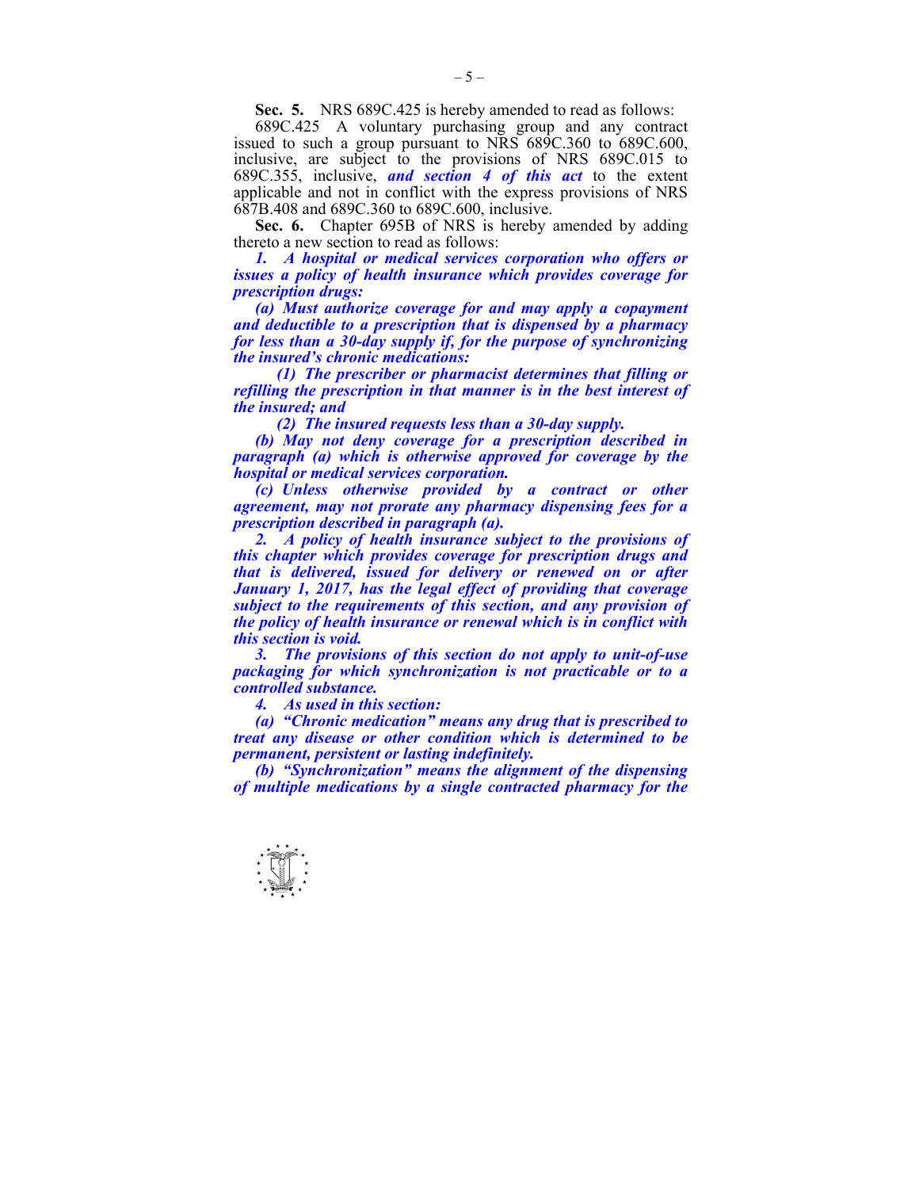**Sec. 5.** NRS 689C.425 is hereby amended to read as follows:

689C.425 A voluntary purchasing group and any contract issued to such a group pursuant to NRS 689C.360 to 689C.600, inclusive, are subject to the provisions of NRS 689C.015 to 689C.355, inclusive, ***and section 4 of this act*** to the extent applicable and not in conflict with the express provisions of NRS 687B.408 and 689C.360 to 689C.600, inclusive.

**Sec. 6.** Chapter 695B of NRS is hereby amended by adding thereto a new section to read as follows:

***1. A hospital or medical services corporation who offers or issues a policy of health insurance which provides coverage for prescription drugs:***

***(a) Must authorize coverage for and may apply a copayment and deductible to a prescription that is dispensed by a pharmacy for less than a 30-day supply if, for the purpose of synchronizing the insured's chronic medications:***

***(1) The prescriber or pharmacist determines that filling or refilling the prescription in that manner is in the best interest of the insured; and***

***(2) The insured requests less than a 30-day supply.***

***(b) May not deny coverage for a prescription described in paragraph (a) which is otherwise approved for coverage by the hospital or medical services corporation.***

***(c) Unless otherwise provided by a contract or other agreement, may not prorate any pharmacy dispensing fees for a prescription described in paragraph (a).***

***2. A policy of health insurance subject to the provisions of this chapter which provides coverage for prescription drugs and that is delivered, issued for delivery or renewed on or after January 1, 2017, has the legal effect of providing that coverage subject to the requirements of this section, and any provision of the policy of health insurance or renewal which is in conflict with this section is void.***

***3. The provisions of this section do not apply to unit-of-use packaging for which synchronization is not practicable or to a controlled substance.***

***4. As used in this section:***

***(a) "Chronic medication" means any drug that is prescribed to treat any disease or other condition which is determined to be permanent, persistent or lasting indefinitely.***

***(b) "Synchronization" means the alignment of the dispensing of multiple medications by a single contracted pharmacy for the***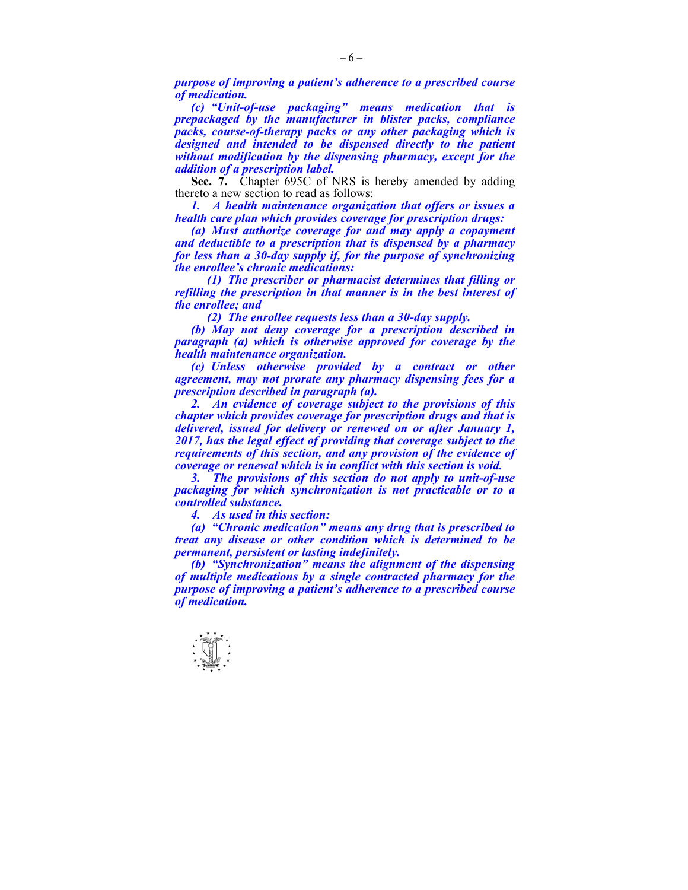***purpose of improving a patient's adherence to a prescribed course of medication.***

***(c) "Unit-of-use packaging" means medication that is prepackaged by the manufacturer in blister packs, compliance packs, course-of-therapy packs or any other packaging which is designed and intended to be dispensed directly to the patient without modification by the dispensing pharmacy, except for the addition of a prescription label.***

**Sec. 7.** Chapter 695C of NRS is hereby amended by adding thereto a new section to read as follows:

***1. A health maintenance organization that offers or issues a health care plan which provides coverage for prescription drugs:***

***(a) Must authorize coverage for and may apply a copayment and deductible to a prescription that is dispensed by a pharmacy for less than a 30-day supply if, for the purpose of synchronizing the enrollee's chronic medications:***

***(1) The prescriber or pharmacist determines that filling or refilling the prescription in that manner is in the best interest of the enrollee; and***

***(2) The enrollee requests less than a 30-day supply.***

***(b) May not deny coverage for a prescription described in paragraph (a) which is otherwise approved for coverage by the health maintenance organization.***

***(c) Unless otherwise provided by a contract or other agreement, may not prorate any pharmacy dispensing fees for a prescription described in paragraph (a).***

***2. An evidence of coverage subject to the provisions of this chapter which provides coverage for prescription drugs and that is delivered, issued for delivery or renewed on or after January 1, 2017, has the legal effect of providing that coverage subject to the requirements of this section, and any provision of the evidence of coverage or renewal which is in conflict with this section is void.***

***3. The provisions of this section do not apply to unit-of-use packaging for which synchronization is not practicable or to a controlled substance.***

***4. As used in this section:***

***(a) "Chronic medication" means any drug that is prescribed to treat any disease or other condition which is determined to be permanent, persistent or lasting indefinitely.***

***(b) "Synchronization" means the alignment of the dispensing of multiple medications by a single contracted pharmacy for the purpose of improving a patient's adherence to a prescribed course of medication.***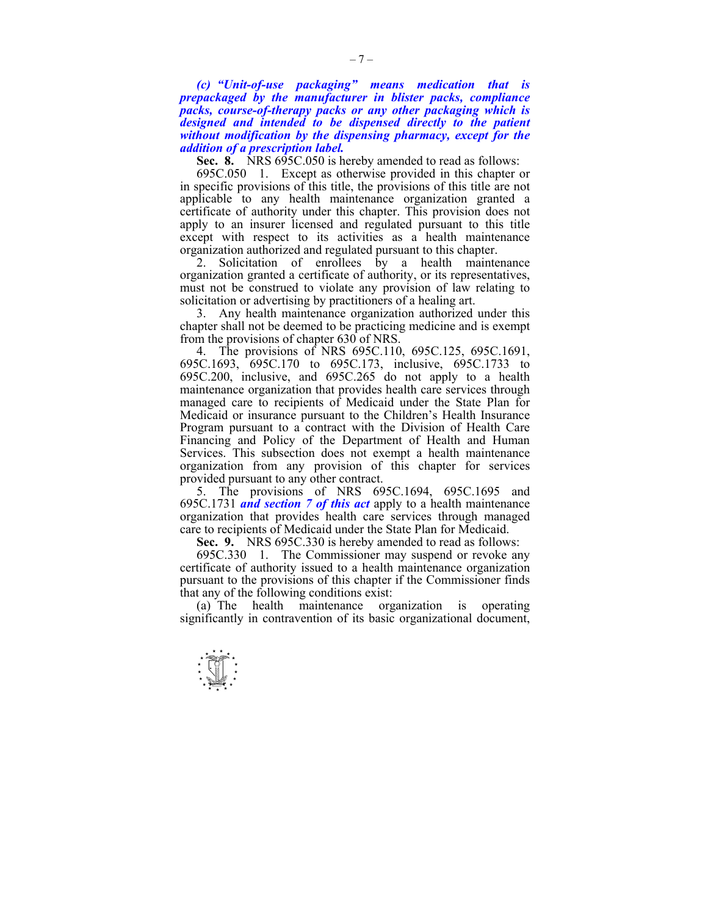***(c) "Unit-of-use packaging" means medication that is prepackaged by the manufacturer in blister packs, compliance packs, course-of-therapy packs or any other packaging which is designed and intended to be dispensed directly to the patient without modification by the dispensing pharmacy, except for the addition of a prescription label.***

**Sec. 8.** NRS 695C.050 is hereby amended to read as follows:

695C.050 1. Except as otherwise provided in this chapter or in specific provisions of this title, the provisions of this title are not applicable to any health maintenance organization granted a certificate of authority under this chapter. This provision does not apply to an insurer licensed and regulated pursuant to this title except with respect to its activities as a health maintenance organization authorized and regulated pursuant to this chapter.

2. Solicitation of enrollees by a health maintenance organization granted a certificate of authority, or its representatives, must not be construed to violate any provision of law relating to solicitation or advertising by practitioners of a healing art.

3. Any health maintenance organization authorized under this chapter shall not be deemed to be practicing medicine and is exempt from the provisions of chapter 630 of NRS.

4. The provisions of NRS 695C.110, 695C.125, 695C.1691, 695C.1693, 695C.170 to 695C.173, inclusive, 695C.1733 to 695C.200, inclusive, and 695C.265 do not apply to a health maintenance organization that provides health care services through managed care to recipients of Medicaid under the State Plan for Medicaid or insurance pursuant to the Children's Health Insurance Program pursuant to a contract with the Division of Health Care Financing and Policy of the Department of Health and Human Services. This subsection does not exempt a health maintenance organization from any provision of this chapter for services provided pursuant to any other contract.

5. The provisions of NRS 695C.1694, 695C.1695 and 695C.1731 ***and section 7 of this act*** apply to a health maintenance organization that provides health care services through managed care to recipients of Medicaid under the State Plan for Medicaid.

**Sec. 9.** NRS 695C.330 is hereby amended to read as follows:

695C.330 1. The Commissioner may suspend or revoke any certificate of authority issued to a health maintenance organization pursuant to the provisions of this chapter if the Commissioner finds that any of the following conditions exist:

(a) The health maintenance organization is operating significantly in contravention of its basic organizational document,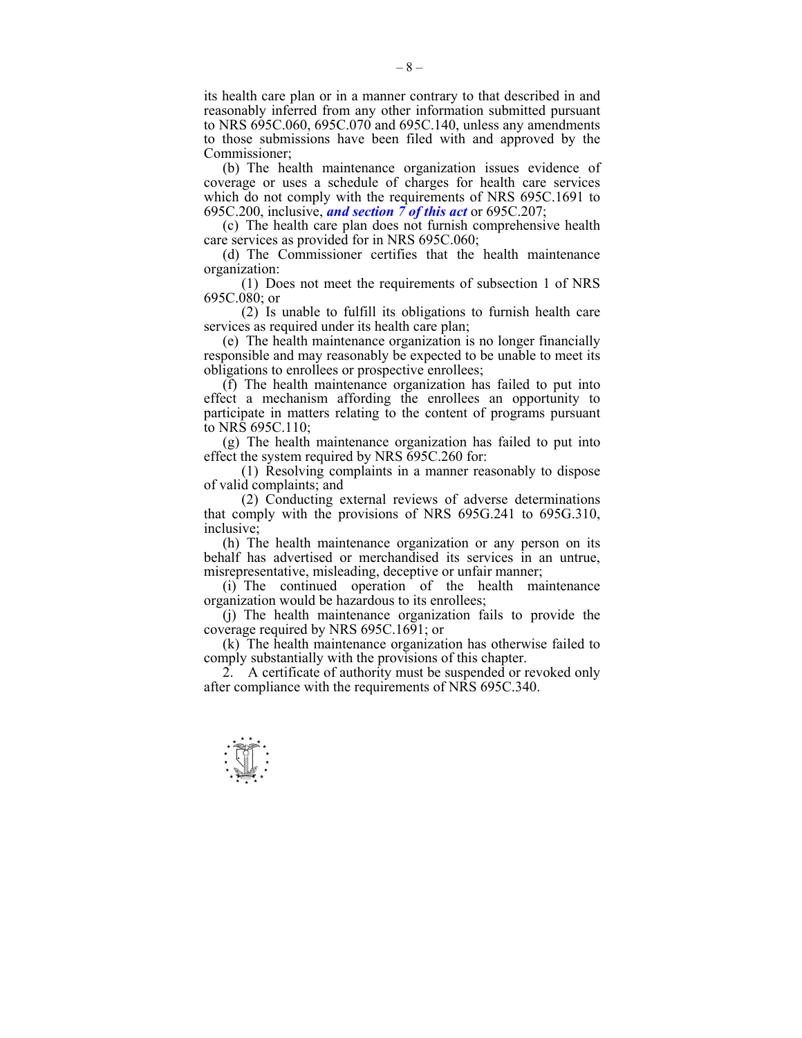its health care plan or in a manner contrary to that described in and reasonably inferred from any other information submitted pursuant to NRS 695C.060, 695C.070 and 695C.140, unless any amendments to those submissions have been filed with and approved by the Commissioner;

(b) The health maintenance organization issues evidence of coverage or uses a schedule of charges for health care services which do not comply with the requirements of NRS 695C.1691 to 695C.200, inclusive, ***and section 7 of this act*** or 695C.207;

(c) The health care plan does not furnish comprehensive health care services as provided for in NRS 695C.060;

(d) The Commissioner certifies that the health maintenance organization:

(1) Does not meet the requirements of subsection 1 of NRS 695C.080; or

(2) Is unable to fulfill its obligations to furnish health care services as required under its health care plan;

(e) The health maintenance organization is no longer financially responsible and may reasonably be expected to be unable to meet its obligations to enrollees or prospective enrollees;

(f) The health maintenance organization has failed to put into effect a mechanism affording the enrollees an opportunity to participate in matters relating to the content of programs pursuant to NRS 695C.110;

(g) The health maintenance organization has failed to put into effect the system required by NRS 695C.260 for:

(1) Resolving complaints in a manner reasonably to dispose of valid complaints; and

(2) Conducting external reviews of adverse determinations that comply with the provisions of NRS 695G.241 to 695G.310, inclusive;

(h) The health maintenance organization or any person on its behalf has advertised or merchandised its services in an untrue, misrepresentative, misleading, deceptive or unfair manner;

(i) The continued operation of the health maintenance organization would be hazardous to its enrollees;

(j) The health maintenance organization fails to provide the coverage required by NRS 695C.1691; or

(k) The health maintenance organization has otherwise failed to comply substantially with the provisions of this chapter.

2. A certificate of authority must be suspended or revoked only after compliance with the requirements of NRS 695C.340.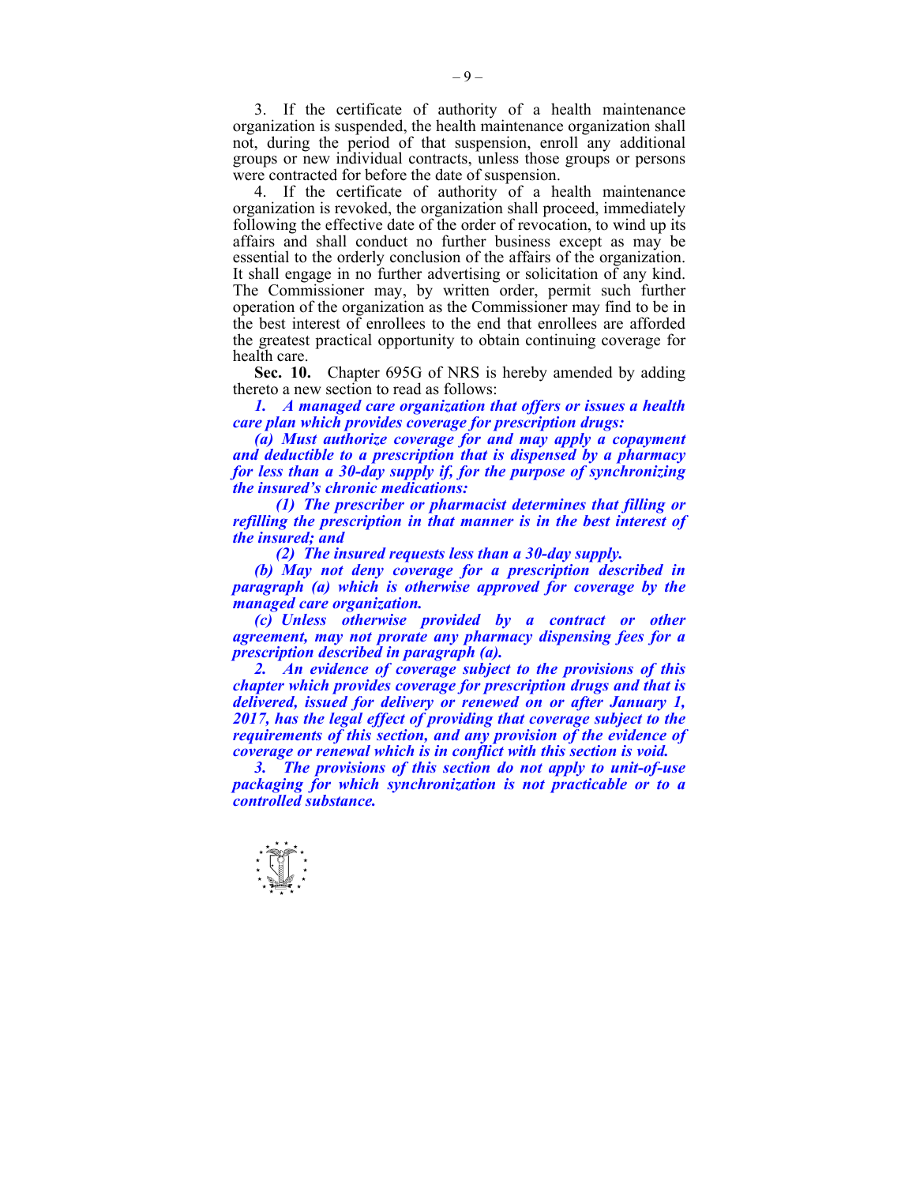3. If the certificate of authority of a health maintenance organization is suspended, the health maintenance organization shall not, during the period of that suspension, enroll any additional groups or new individual contracts, unless those groups or persons were contracted for before the date of suspension.

4. If the certificate of authority of a health maintenance organization is revoked, the organization shall proceed, immediately following the effective date of the order of revocation, to wind up its affairs and shall conduct no further business except as may be essential to the orderly conclusion of the affairs of the organization. It shall engage in no further advertising or solicitation of any kind. The Commissioner may, by written order, permit such further operation of the organization as the Commissioner may find to be in the best interest of enrollees to the end that enrollees are afforded the greatest practical opportunity to obtain continuing coverage for health care.

**Sec. 10.** Chapter 695G of NRS is hereby amended by adding thereto a new section to read as follows:

***1. A managed care organization that offers or issues a health care plan which provides coverage for prescription drugs:***

***(a) Must authorize coverage for and may apply a copayment and deductible to a prescription that is dispensed by a pharmacy for less than a 30-day supply if, for the purpose of synchronizing the insured's chronic medications:***

***(1) The prescriber or pharmacist determines that filling or refilling the prescription in that manner is in the best interest of the insured; and***

***(2) The insured requests less than a 30-day supply.***

***(b) May not deny coverage for a prescription described in paragraph (a) which is otherwise approved for coverage by the managed care organization.***

***(c) Unless otherwise provided by a contract or other agreement, may not prorate any pharmacy dispensing fees for a prescription described in paragraph (a).***

***2. An evidence of coverage subject to the provisions of this chapter which provides coverage for prescription drugs and that is delivered, issued for delivery or renewed on or after January 1, 2017, has the legal effect of providing that coverage subject to the requirements of this section, and any provision of the evidence of coverage or renewal which is in conflict with this section is void.***

***3. The provisions of this section do not apply to unit-of-use packaging for which synchronization is not practicable or to a controlled substance.***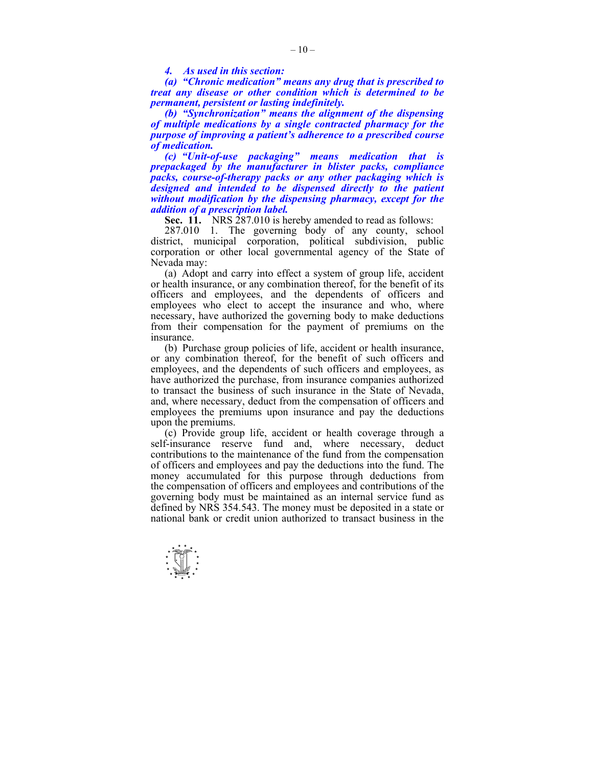***4. As used in this section:***

***(a) "Chronic medication" means any drug that is prescribed to treat any disease or other condition which is determined to be permanent, persistent or lasting indefinitely.***

***(b) "Synchronization" means the alignment of the dispensing of multiple medications by a single contracted pharmacy for the purpose of improving a patient's adherence to a prescribed course of medication.***

***(c) "Unit-of-use packaging" means medication that is prepackaged by the manufacturer in blister packs, compliance packs, course-of-therapy packs or any other packaging which is designed and intended to be dispensed directly to the patient without modification by the dispensing pharmacy, except for the addition of a prescription label.***

**Sec. 11.** NRS 287.010 is hereby amended to read as follows:

287.010 1. The governing body of any county, school district, municipal corporation, political subdivision, public corporation or other local governmental agency of the State of Nevada may:

(a) Adopt and carry into effect a system of group life, accident or health insurance, or any combination thereof, for the benefit of its officers and employees, and the dependents of officers and employees who elect to accept the insurance and who, where necessary, have authorized the governing body to make deductions from their compensation for the payment of premiums on the insurance.

(b) Purchase group policies of life, accident or health insurance, or any combination thereof, for the benefit of such officers and employees, and the dependents of such officers and employees, as have authorized the purchase, from insurance companies authorized to transact the business of such insurance in the State of Nevada, and, where necessary, deduct from the compensation of officers and employees the premiums upon insurance and pay the deductions upon the premiums.

(c) Provide group life, accident or health coverage through a self-insurance reserve fund and, where necessary, deduct contributions to the maintenance of the fund from the compensation of officers and employees and pay the deductions into the fund. The money accumulated for this purpose through deductions from the compensation of officers and employees and contributions of the governing body must be maintained as an internal service fund as defined by NRS 354.543. The money must be deposited in a state or national bank or credit union authorized to transact business in the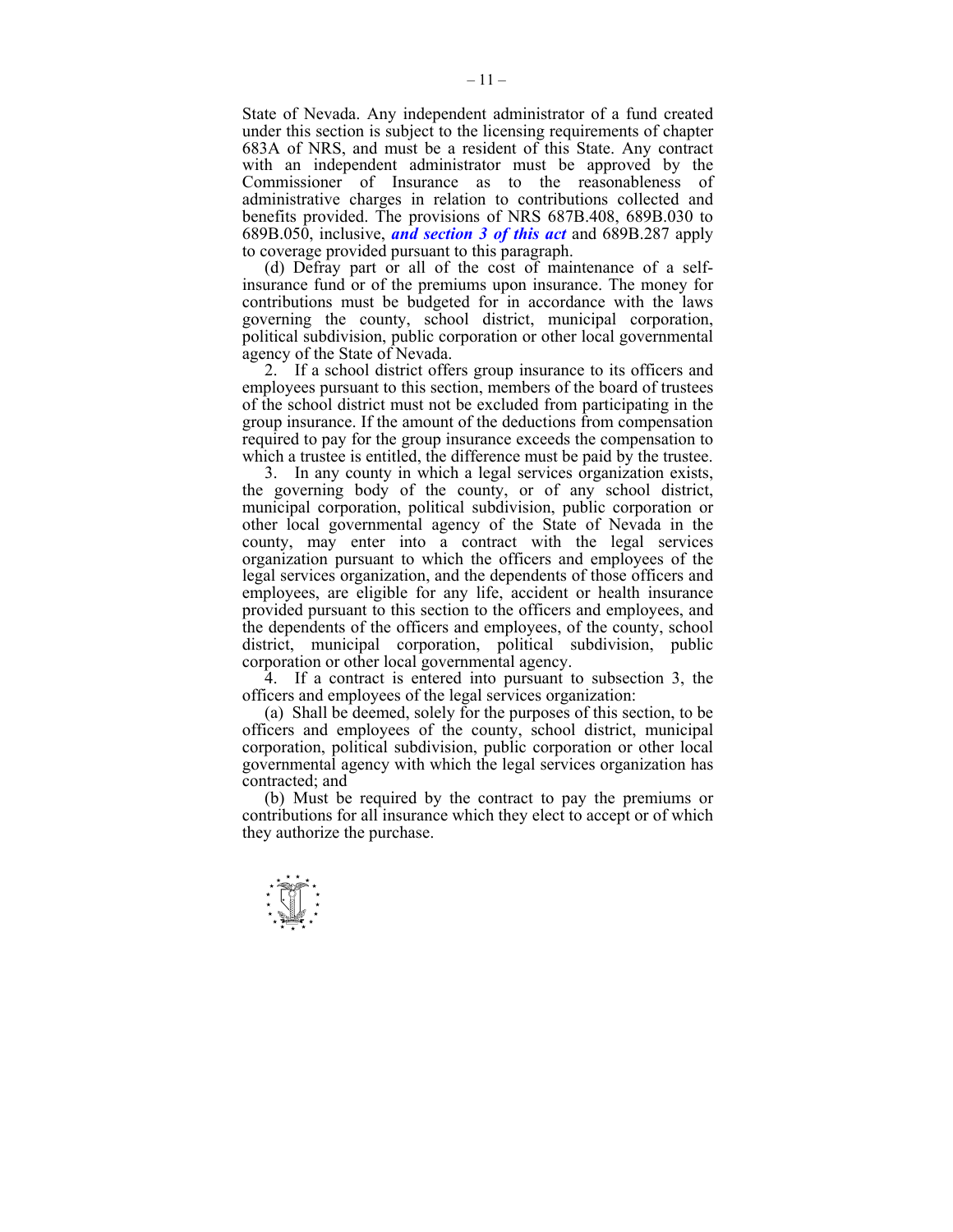State of Nevada. Any independent administrator of a fund created under this section is subject to the licensing requirements of chapter 683A of NRS, and must be a resident of this State. Any contract with an independent administrator must be approved by the Commissioner of Insurance as to the reasonableness of administrative charges in relation to contributions collected and benefits provided. The provisions of NRS 687B.408, 689B.030 to 689B.050, inclusive, ***and section 3 of this act*** and 689B.287 apply to coverage provided pursuant to this paragraph.

(d) Defray part or all of the cost of maintenance of a self-insurance fund or of the premiums upon insurance. The money for contributions must be budgeted for in accordance with the laws governing the county, school district, municipal corporation, political subdivision, public corporation or other local governmental agency of the State of Nevada.

2. If a school district offers group insurance to its officers and employees pursuant to this section, members of the board of trustees of the school district must not be excluded from participating in the group insurance. If the amount of the deductions from compensation required to pay for the group insurance exceeds the compensation to which a trustee is entitled, the difference must be paid by the trustee.

3. In any county in which a legal services organization exists, the governing body of the county, or of any school district, municipal corporation, political subdivision, public corporation or other local governmental agency of the State of Nevada in the county, may enter into a contract with the legal services organization pursuant to which the officers and employees of the legal services organization, and the dependents of those officers and employees, are eligible for any life, accident or health insurance provided pursuant to this section to the officers and employees, and the dependents of the officers and employees, of the county, school district, municipal corporation, political subdivision, public corporation or other local governmental agency.

4. If a contract is entered into pursuant to subsection 3, the officers and employees of the legal services organization:

(a) Shall be deemed, solely for the purposes of this section, to be officers and employees of the county, school district, municipal corporation, political subdivision, public corporation or other local governmental agency with which the legal services organization has contracted; and

(b) Must be required by the contract to pay the premiums or contributions for all insurance which they elect to accept or of which they authorize the purchase.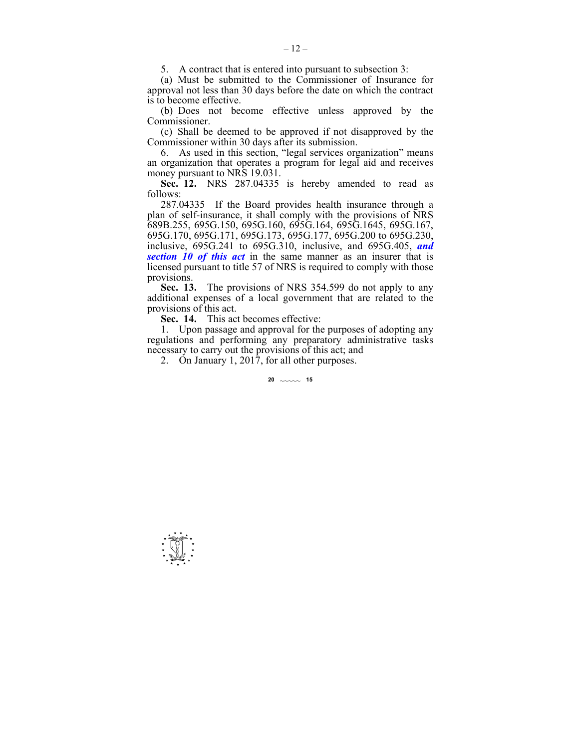5. A contract that is entered into pursuant to subsection 3:

(a) Must be submitted to the Commissioner of Insurance for approval not less than 30 days before the date on which the contract is to become effective.

(b) Does not become effective unless approved by the Commissioner.

(c) Shall be deemed to be approved if not disapproved by the Commissioner within 30 days after its submission.

6. As used in this section, "legal services organization" means an organization that operates a program for legal aid and receives money pursuant to NRS 19.031.

**Sec. 12.** NRS 287.04335 is hereby amended to read as follows:

287.04335 If the Board provides health insurance through a plan of self-insurance, it shall comply with the provisions of NRS 689B.255, 695G.150, 695G.160, 695G.164, 695G.1645, 695G.167, 695G.170, 695G.171, 695G.173, 695G.177, 695G.200 to 695G.230, inclusive, 695G.241 to 695G.310, inclusive, and 695G.405, ***and section 10 of this act*** in the same manner as an insurer that is licensed pursuant to title 57 of NRS is required to comply with those provisions.

**Sec. 13.** The provisions of NRS 354.599 do not apply to any additional expenses of a local government that are related to the provisions of this act.

**Sec. 14.** This act becomes effective:

1. Upon passage and approval for the purposes of adopting any regulations and performing any preparatory administrative tasks necessary to carry out the provisions of this act; and

2. On January 1, 2017, for all other purposes.

20 ~~~~~ 15